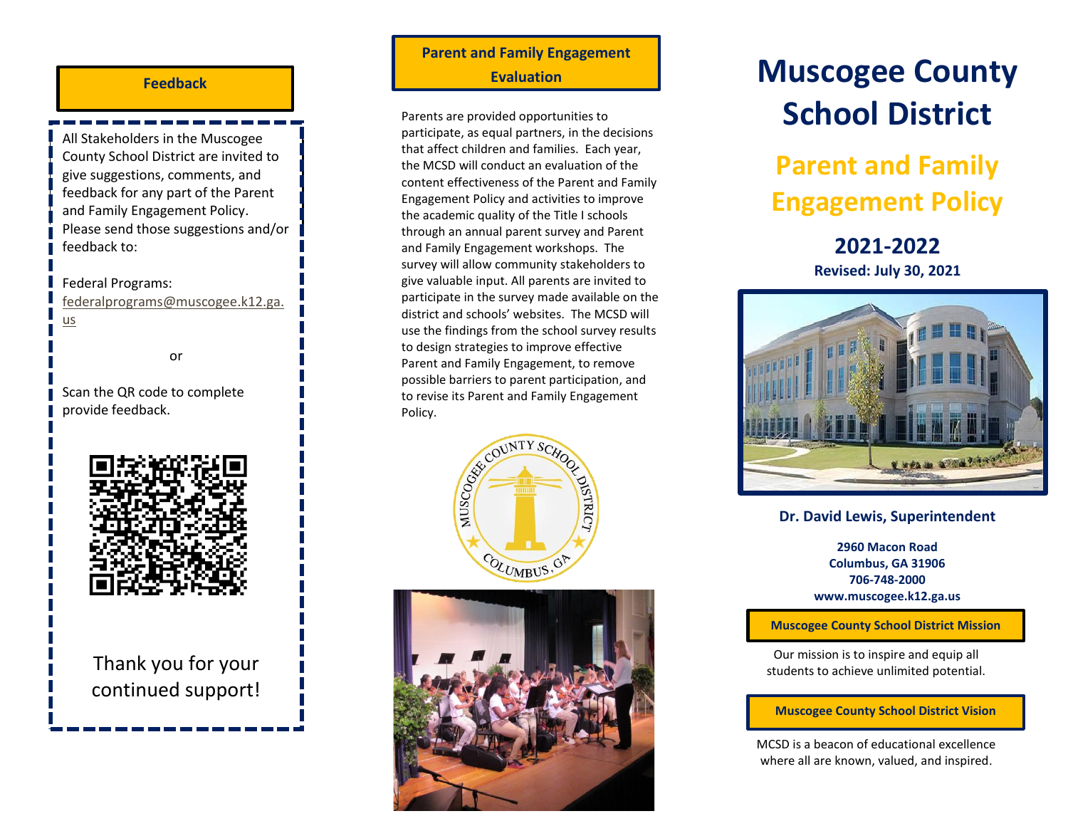# Muscogee County School District

## Parent and Family Engagement Policy

**2021-2022**

**Revised: July 30, 2021**

**Dr. David Lewis, Superintendent**

**2960 Macon Road**
**Columbus, GA 31906**
**706-748-2000**
**www.muscogee.k12.ga.us**

### Muscogee County School District Mission

Our mission is to inspire and equip all students to achieve unlimited potential.

### Muscogee County School District Vision

MCSD is a beacon of educational excellence where all are known, valued, and inspired.

### Feedback

All Stakeholders in the Muscogee County School District are invited to give suggestions, comments, and feedback for any part of the Parent and Family Engagement Policy. Please send those suggestions and/or feedback to:

Federal Programs:
federalprograms@muscogee.k12.ga.us

or

Scan the QR code to complete provide feedback.

Thank you for your continued support!

### Parent and Family Engagement Evaluation

Parents are provided opportunities to participate, as equal partners, in the decisions that affect children and families. Each year, the MCSD will conduct an evaluation of the content effectiveness of the Parent and Family Engagement Policy and activities to improve the academic quality of the Title I schools through an annual parent survey and Parent and Family Engagement workshops. The survey will allow community stakeholders to give valuable input. All parents are invited to participate in the survey made available on the district and schools' websites. The MCSD will use the findings from the school survey results to design strategies to improve effective Parent and Family Engagement, to remove possible barriers to parent participation, and to revise its Parent and Family Engagement Policy.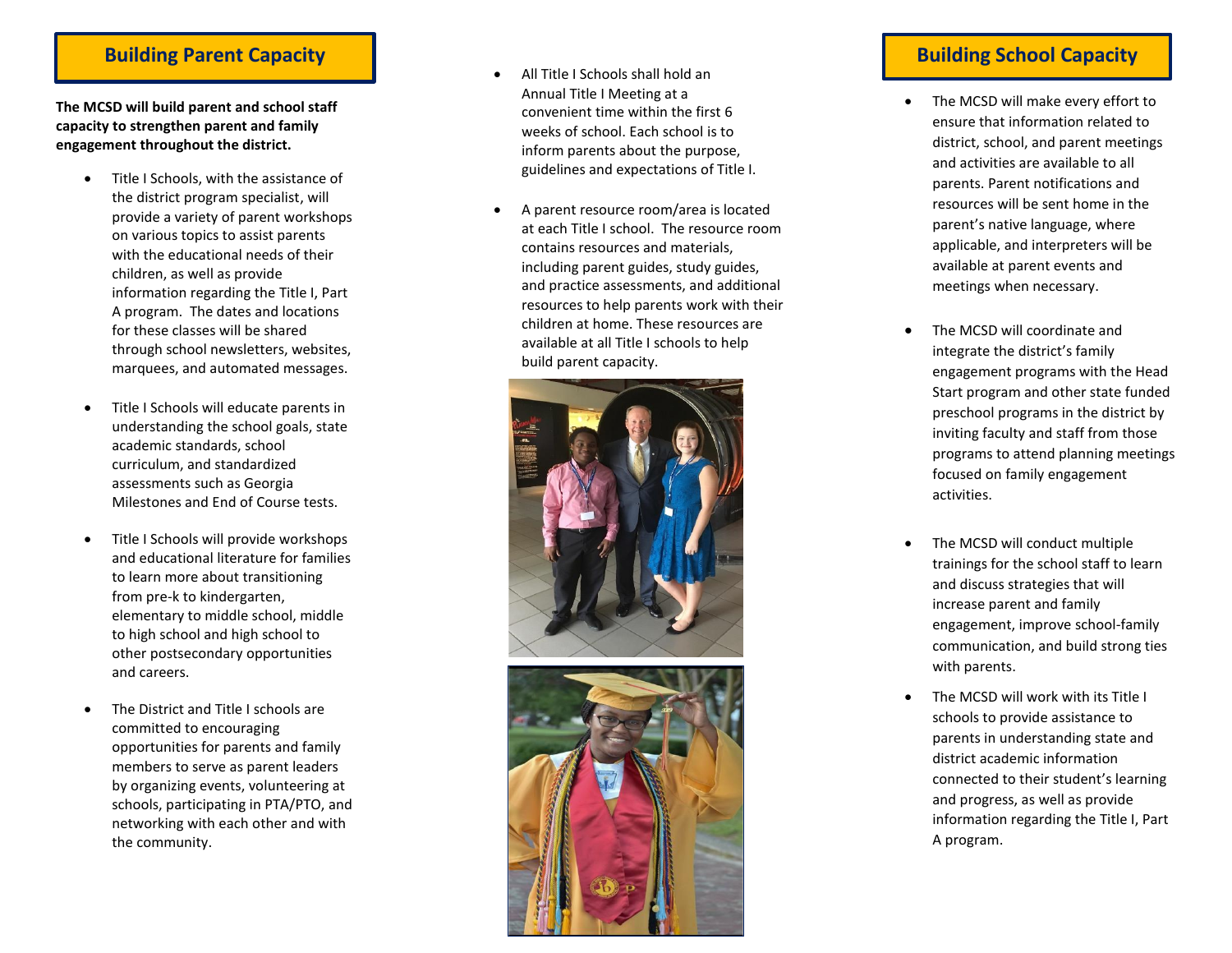## Building Parent Capacity

**The MCSD will build parent and school staff capacity to strengthen parent and family engagement throughout the district.**

- Title I Schools, with the assistance of the district program specialist, will provide a variety of parent workshops on various topics to assist parents with the educational needs of their children, as well as provide information regarding the Title I, Part A program. The dates and locations for these classes will be shared through school newsletters, websites, marquees, and automated messages.

- Title I Schools will educate parents in understanding the school goals, state academic standards, school curriculum, and standardized assessments such as Georgia Milestones and End of Course tests.

- Title I Schools will provide workshops and educational literature for families to learn more about transitioning from pre-k to kindergarten, elementary to middle school, middle to high school and high school to other postsecondary opportunities and careers.

- The District and Title I schools are committed to encouraging opportunities for parents and family members to serve as parent leaders by organizing events, volunteering at schools, participating in PTA/PTO, and networking with each other and with the community.

- All Title I Schools shall hold an Annual Title I Meeting at a convenient time within the first 6 weeks of school. Each school is to inform parents about the purpose, guidelines and expectations of Title I.

- A parent resource room/area is located at each Title I school. The resource room contains resources and materials, including parent guides, study guides, and practice assessments, and additional resources to help parents work with their children at home. These resources are available at all Title I schools to help build parent capacity.

## Building School Capacity

- The MCSD will make every effort to ensure that information related to district, school, and parent meetings and activities are available to all parents. Parent notifications and resources will be sent home in the parent's native language, where applicable, and interpreters will be available at parent events and meetings when necessary.

- The MCSD will coordinate and integrate the district's family engagement programs with the Head Start program and other state funded preschool programs in the district by inviting faculty and staff from those programs to attend planning meetings focused on family engagement activities.

- The MCSD will conduct multiple trainings for the school staff to learn and discuss strategies that will increase parent and family engagement, improve school-family communication, and build strong ties with parents.

- The MCSD will work with its Title I schools to provide assistance to parents in understanding state and district academic information connected to their student's learning and progress, as well as provide information regarding the Title I, Part A program.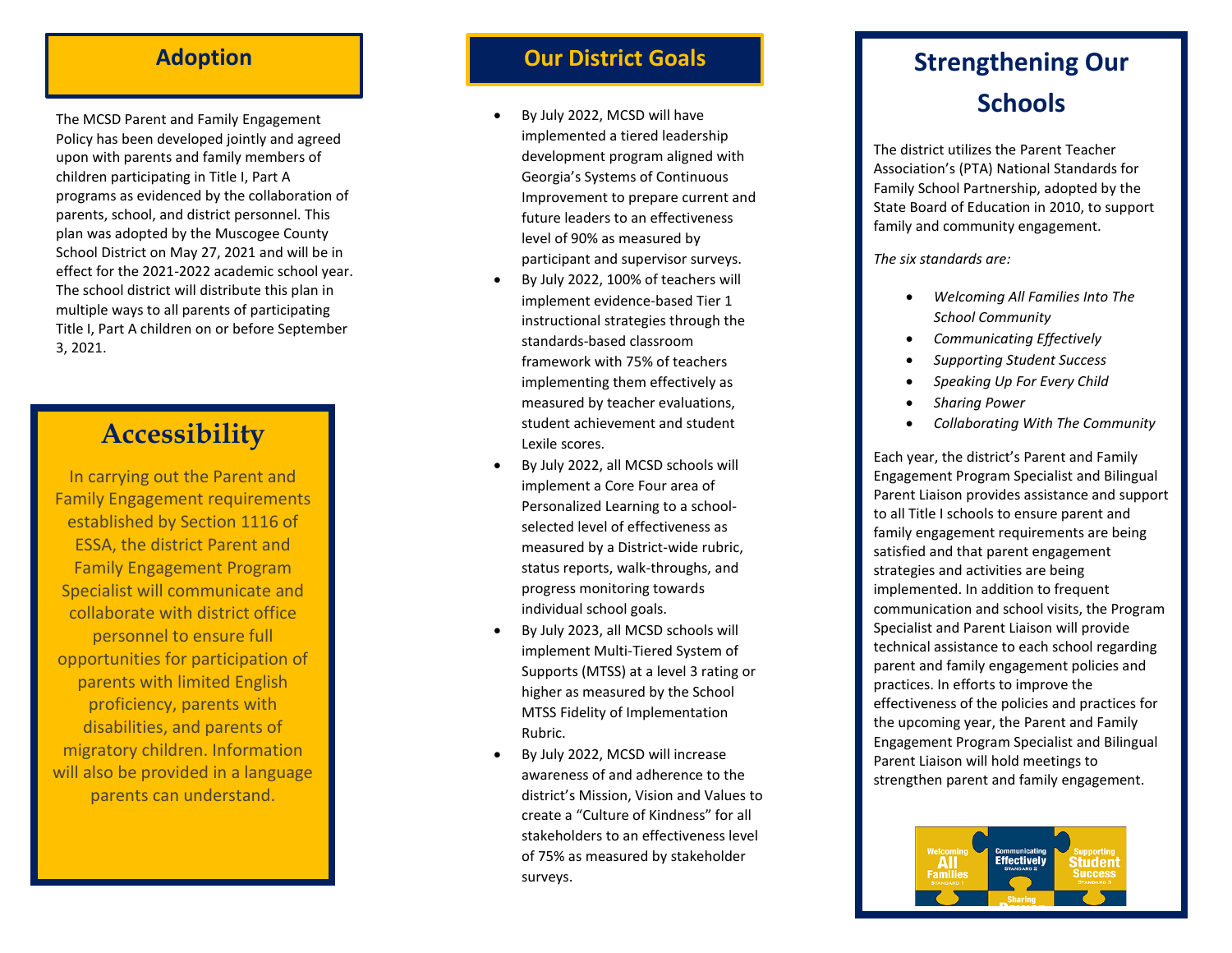## Adoption

The MCSD Parent and Family Engagement Policy has been developed jointly and agreed upon with parents and family members of children participating in Title I, Part A programs as evidenced by the collaboration of parents, school, and district personnel. This plan was adopted by the Muscogee County School District on May 27, 2021 and will be in effect for the 2021-2022 academic school year. The school district will distribute this plan in multiple ways to all parents of participating Title I, Part A children on or before September 3, 2021.

## Accessibility

In carrying out the Parent and Family Engagement requirements established by Section 1116 of ESSA, the district Parent and Family Engagement Program Specialist will communicate and collaborate with district office personnel to ensure full opportunities for participation of parents with limited English proficiency, parents with disabilities, and parents of migratory children. Information will also be provided in a language parents can understand.

## Our District Goals

- By July 2022, MCSD will have implemented a tiered leadership development program aligned with Georgia's Systems of Continuous Improvement to prepare current and future leaders to an effectiveness level of 90% as measured by participant and supervisor surveys.
- By July 2022, 100% of teachers will implement evidence-based Tier 1 instructional strategies through the standards-based classroom framework with 75% of teachers implementing them effectively as measured by teacher evaluations, student achievement and student Lexile scores.
- By July 2022, all MCSD schools will implement a Core Four area of Personalized Learning to a school-selected level of effectiveness as measured by a District-wide rubric, status reports, walk-throughs, and progress monitoring towards individual school goals.
- By July 2023, all MCSD schools will implement Multi-Tiered System of Supports (MTSS) at a level 3 rating or higher as measured by the School MTSS Fidelity of Implementation Rubric.
- By July 2022, MCSD will increase awareness of and adherence to the district's Mission, Vision and Values to create a "Culture of Kindness" for all stakeholders to an effectiveness level of 75% as measured by stakeholder surveys.

## Strengthening Our Schools

The district utilizes the Parent Teacher Association's (PTA) National Standards for Family School Partnership, adopted by the State Board of Education in 2010, to support family and community engagement.

*The six standards are:*

- *Welcoming All Families Into The School Community*
- *Communicating Effectively*
- *Supporting Student Success*
- *Speaking Up For Every Child*
- *Sharing Power*
- *Collaborating With The Community*

Each year, the district's Parent and Family Engagement Program Specialist and Bilingual Parent Liaison provides assistance and support to all Title I schools to ensure parent and family engagement requirements are being satisfied and that parent engagement strategies and activities are being implemented. In addition to frequent communication and school visits, the Program Specialist and Parent Liaison will provide technical assistance to each school regarding parent and family engagement policies and practices. In efforts to improve the effectiveness of the policies and practices for the upcoming year, the Parent and Family Engagement Program Specialist and Bilingual Parent Liaison will hold meetings to strengthen parent and family engagement.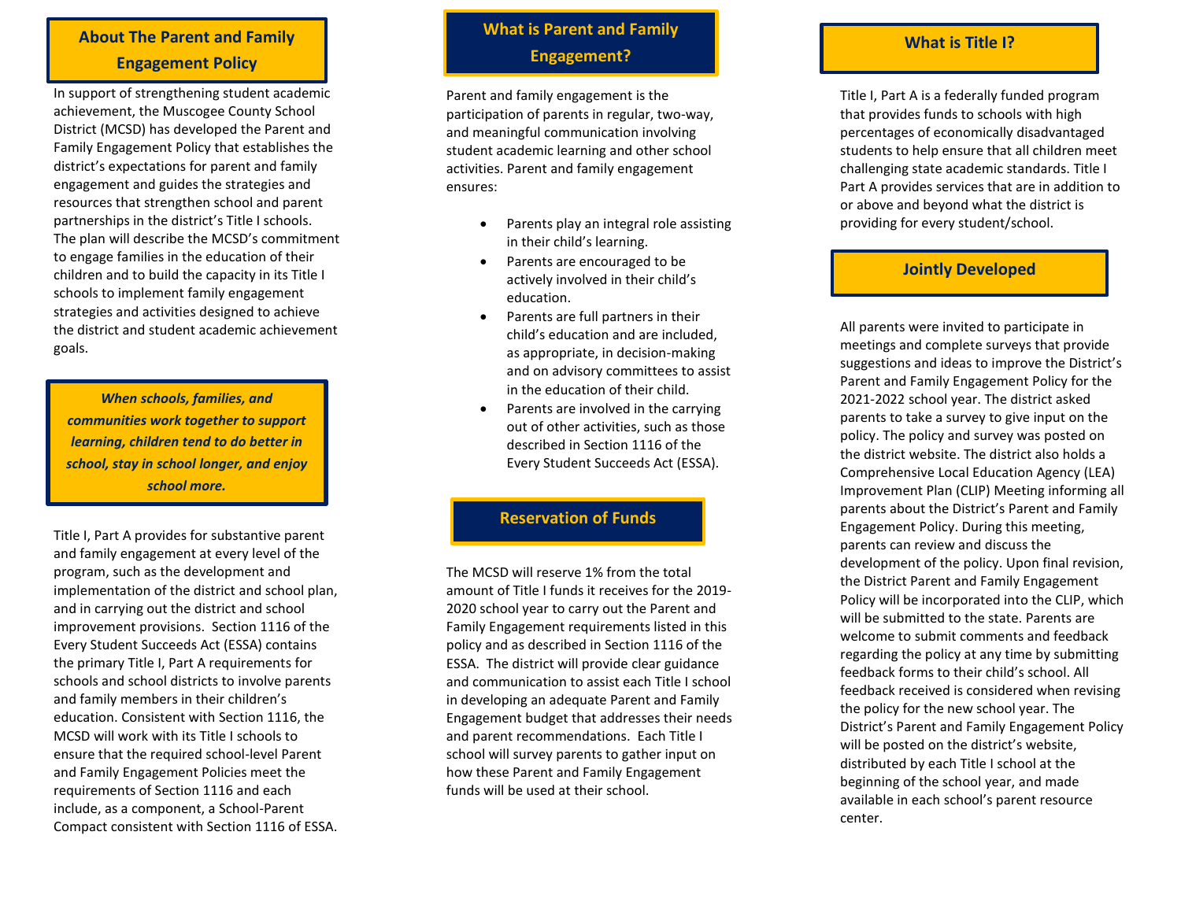## About The Parent and Family Engagement Policy

In support of strengthening student academic achievement, the Muscogee County School District (MCSD) has developed the Parent and Family Engagement Policy that establishes the district's expectations for parent and family engagement and guides the strategies and resources that strengthen school and parent partnerships in the district's Title I schools. The plan will describe the MCSD's commitment to engage families in the education of their children and to build the capacity in its Title I schools to implement family engagement strategies and activities designed to achieve the district and student academic achievement goals.

***When schools, families, and communities work together to support learning, children tend to do better in school, stay in school longer, and enjoy school more.***

Title I, Part A provides for substantive parent and family engagement at every level of the program, such as the development and implementation of the district and school plan, and in carrying out the district and school improvement provisions. Section 1116 of the Every Student Succeeds Act (ESSA) contains the primary Title I, Part A requirements for schools and school districts to involve parents and family members in their children's education. Consistent with Section 1116, the MCSD will work with its Title I schools to ensure that the required school-level Parent and Family Engagement Policies meet the requirements of Section 1116 and each include, as a component, a School-Parent Compact consistent with Section 1116 of ESSA.

## What is Parent and Family Engagement?

Parent and family engagement is the participation of parents in regular, two-way, and meaningful communication involving student academic learning and other school activities. Parent and family engagement ensures:

- Parents play an integral role assisting in their child's learning.
- Parents are encouraged to be actively involved in their child's education.
- Parents are full partners in their child's education and are included, as appropriate, in decision-making and on advisory committees to assist in the education of their child.
- Parents are involved in the carrying out of other activities, such as those described in Section 1116 of the Every Student Succeeds Act (ESSA).

## Reservation of Funds

The MCSD will reserve 1% from the total amount of Title I funds it receives for the 2019-2020 school year to carry out the Parent and Family Engagement requirements listed in this policy and as described in Section 1116 of the ESSA. The district will provide clear guidance and communication to assist each Title I school in developing an adequate Parent and Family Engagement budget that addresses their needs and parent recommendations. Each Title I school will survey parents to gather input on how these Parent and Family Engagement funds will be used at their school.

## What is Title I?

Title I, Part A is a federally funded program that provides funds to schools with high percentages of economically disadvantaged students to help ensure that all children meet challenging state academic standards. Title I Part A provides services that are in addition to or above and beyond what the district is providing for every student/school.

## Jointly Developed

All parents were invited to participate in meetings and complete surveys that provide suggestions and ideas to improve the District's Parent and Family Engagement Policy for the 2021-2022 school year. The district asked parents to take a survey to give input on the policy. The policy and survey was posted on the district website. The district also holds a Comprehensive Local Education Agency (LEA) Improvement Plan (CLIP) Meeting informing all parents about the District's Parent and Family Engagement Policy. During this meeting, parents can review and discuss the development of the policy. Upon final revision, the District Parent and Family Engagement Policy will be incorporated into the CLIP, which will be submitted to the state. Parents are welcome to submit comments and feedback regarding the policy at any time by submitting feedback forms to their child's school. All feedback received is considered when revising the policy for the new school year. The District's Parent and Family Engagement Policy will be posted on the district's website, distributed by each Title I school at the beginning of the school year, and made available in each school's parent resource center.